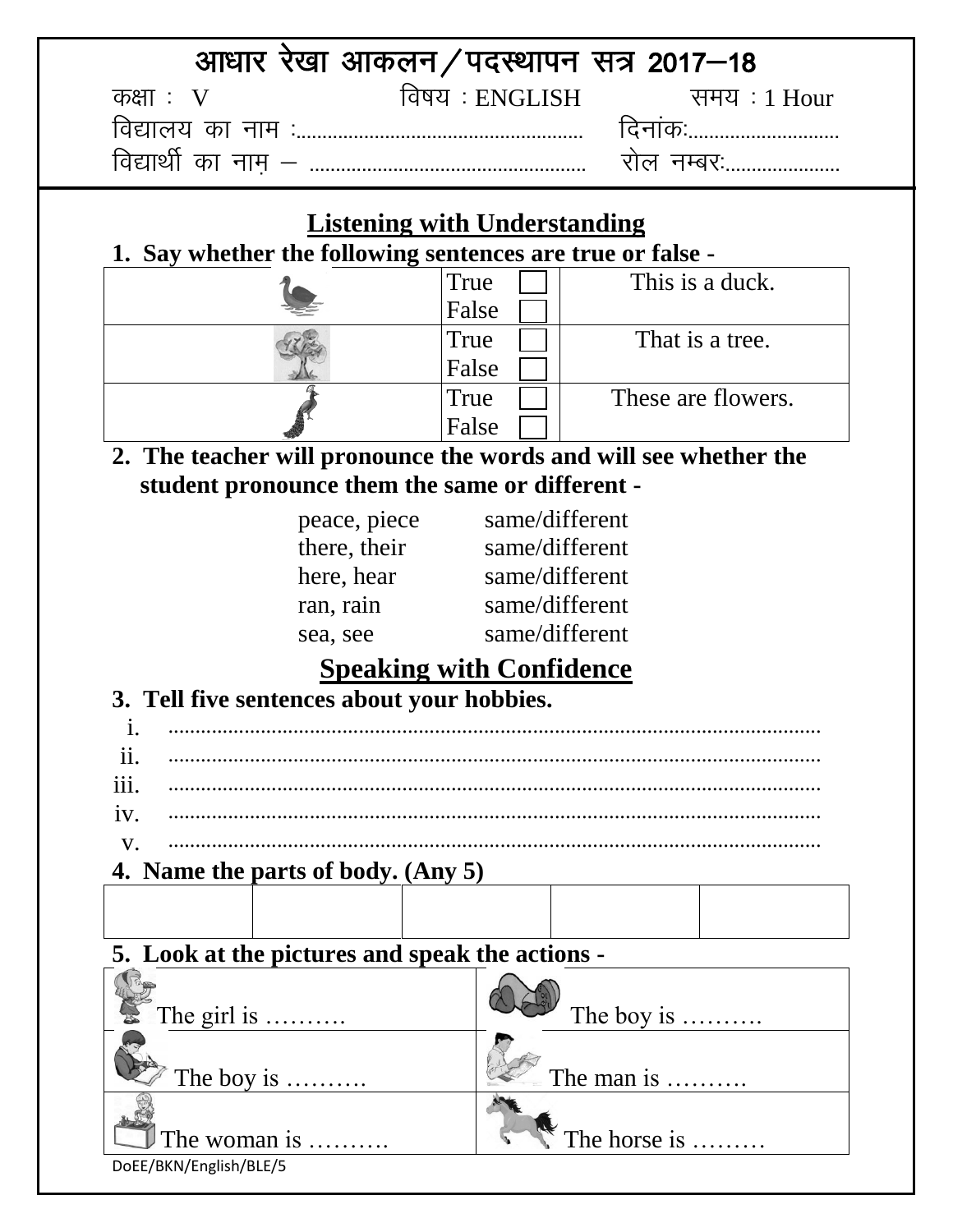# आधार रेखा आकलन / पदस्थापन सत्र 2017–18

कक्षा : V विषय : ENGLISH समय : 1 Hour

विद्यालय का नाम :...................................................... दिनांकः.............................

विद्यार्थी का नाम – ................................................... रोल नम्बरः......................

## Listening with Understanding

**1. Say whether the following sentences are true or false -**

| | | |
|---|---|---|
| | True ☐ False ☐ | This is a duck. |
| | True ☐ False ☐ | That is a tree. |
| | True ☐ False ☐ | These are flowers. |

**2. The teacher will pronounce the words and will see whether the student pronounce them the same or different -**

| | |
|---|---|
| peace, piece | same/different |
| there, their | same/different |
| here, hear | same/different |
| ran, rain | same/different |
| sea, see | same/different |

## Speaking with Confidence

**3. Tell five sentences about your hobbies.**

i. ........................................................................................................................

ii. ........................................................................................................................

iii. ........................................................................................................................

iv. ........................................................................................................................

v. ........................................................................................................................

**4. Name the parts of body. (Any 5)**

| | | | | |
|---|---|---|---|---|
| | | | | |

**5. Look at the pictures and speak the actions -**

| | |
|---|---|
| The girl is ………. | The boy is ………. |
| The boy is ………. | The man is ………. |
| The woman is ………. | The horse is ……… |

DoEE/BKN/English/BLE/5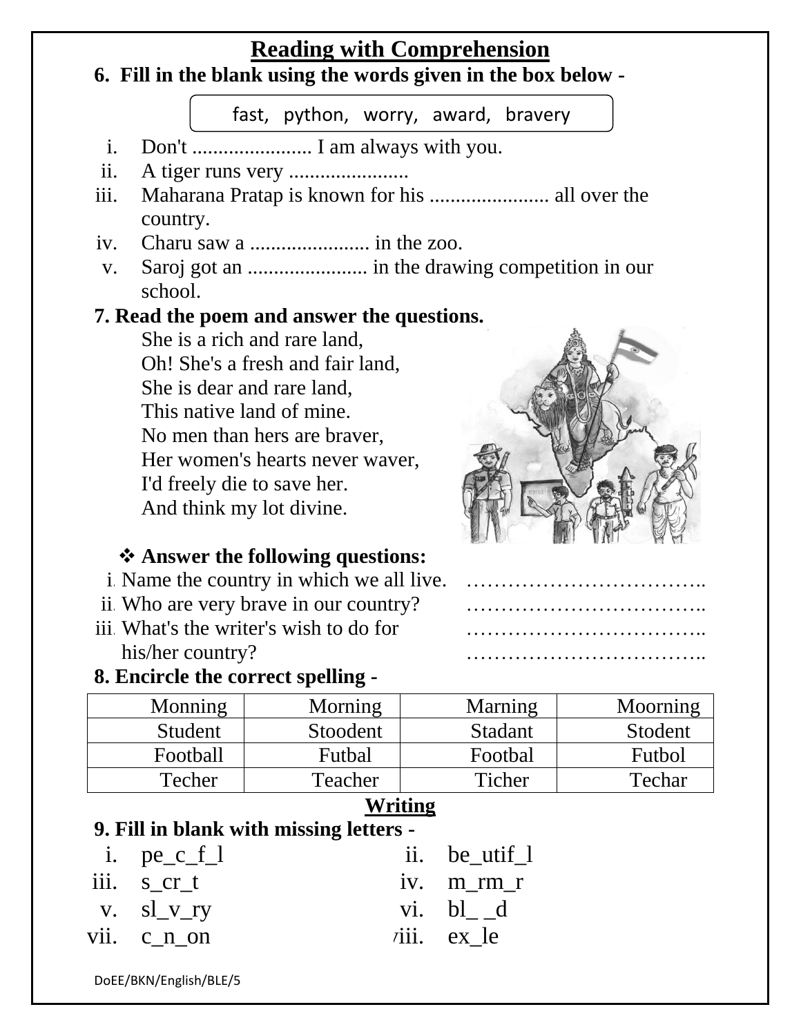# Reading with Comprehension

**6. Fill in the blank using the words given in the box below -**

fast, python, worry, award, bravery

i. Don't ....................... I am always with you.
ii. A tiger runs very .......................
iii. Maharana Pratap is known for his ....................... all over the country.
iv. Charu saw a ....................... in the zoo.
v. Saroj got an ....................... in the drawing competition in our school.

**7. Read the poem and answer the questions.**

She is a rich and rare land,
Oh! She's a fresh and fair land,
She is dear and rare land,
This native land of mine.
No men than hers are braver,
Her women's hearts never waver,
I'd freely die to save her.
And think my lot divine.

❖ **Answer the following questions:**

i. Name the country in which we all live. ……………………………..
ii. Who are very brave in our country? ……………………………..
iii. What's the writer's wish to do for his/her country? ……………………………..
……………………………..

**8. Encircle the correct spelling -**

| | | | |
|---|---|---|---|
| Monning | Morning | Marning | Moorning |
| Student | Stoodent | Stadant | Stodent |
| Football | Futbal | Footbal | Futbol |
| Techer | Teacher | Ticher | Techar |

# Writing

**9. Fill in blank with missing letters -**

i. pe_c_f_l
ii. be_utif_l
iii. s_cr_t
iv. m_rm_r
v. sl_v_ry
vi. bl_ _d
vii. c_n_on
viii. ex_le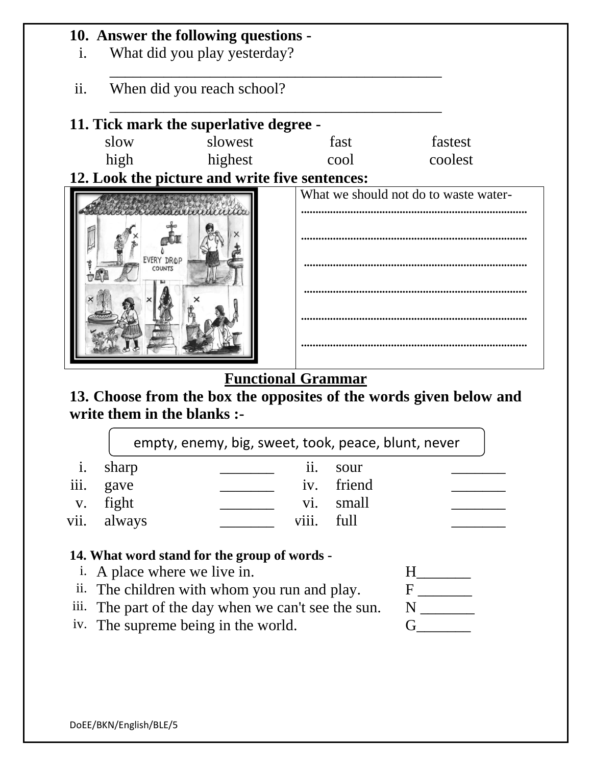**10. Answer the following questions -**

i. What did you play yesterday?

______________________________________________

ii. When did you reach school?

______________________________________________

**11. Tick mark the superlative degree -**

| slow | slowest | fast | fastest |
|---|---|---|---|
| high | highest | cool | coolest |

**12. Look the picture and write five sentences:**

What we should not do to waste water-

............................................................................

............................................................................

............................................................................

............................................................................

............................................................................

............................................................................

## Functional Grammar

**13. Choose from the box the opposites of the words given below and write them in the blanks :-**

empty, enemy, big, sweet, took, peace, blunt, never

| | | | | | |
|---|---|---|---|---|---|
| i. | sharp | _______ | ii. | sour | _______ |
| iii. | gave | _______ | iv. | friend | _______ |
| v. | fight | _______ | vi. | small | _______ |
| vii. | always | _______ | viii. | full | _______ |

**14. What word stand for the group of words -**

i. A place where we live in. H_______

ii. The children with whom you run and play. F _______

iii. The part of the day when we can't see the sun. N _______

iv. The supreme being in the world. G_______

DoEE/BKN/English/BLE/5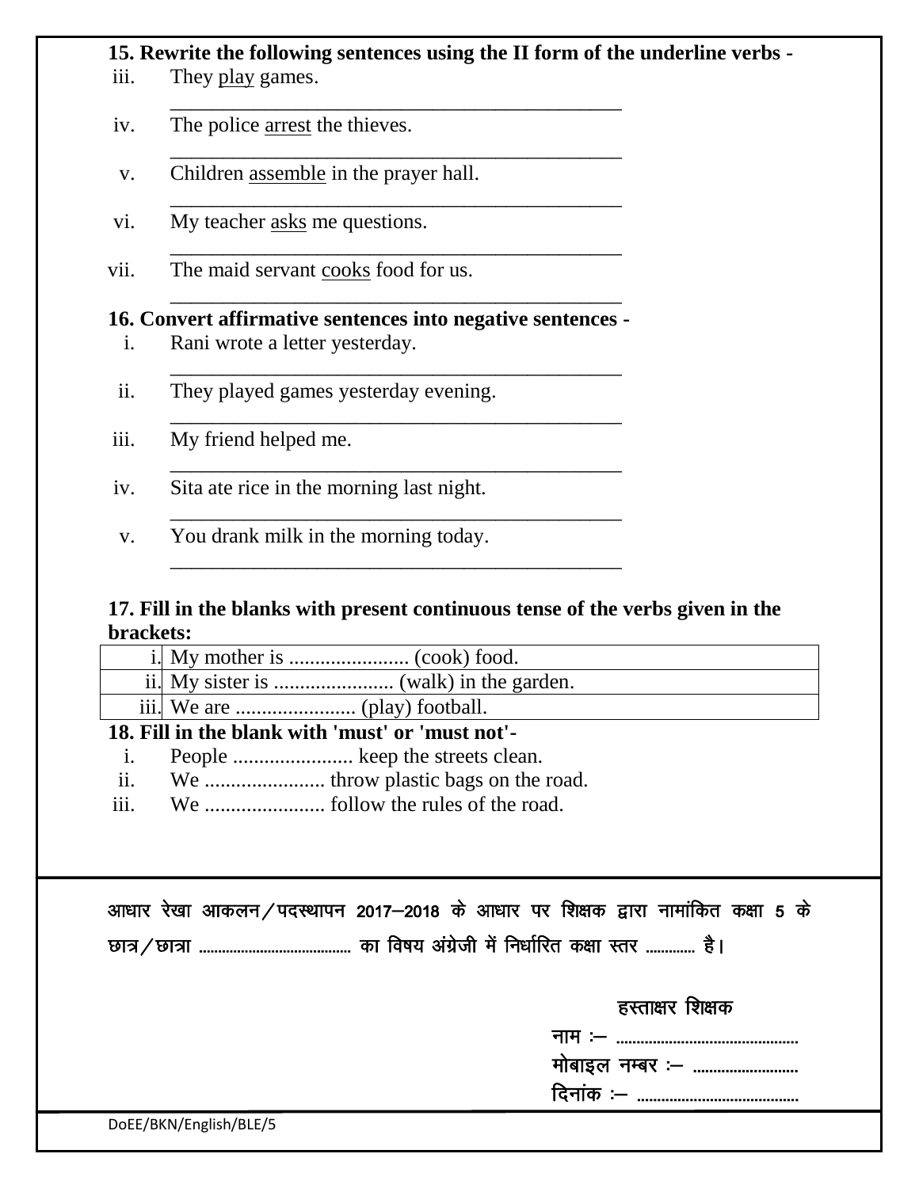**15. Rewrite the following sentences using the II form of the underline verbs -**

iii. They <u>play</u> games.

______________________________________________

iv. The police <u>arrest</u> the thieves.

______________________________________________

v. Children <u>assemble</u> in the prayer hall.

______________________________________________

vi. My teacher <u>asks</u> me questions.

______________________________________________

vii. The maid servant <u>cooks</u> food for us.

______________________________________________

**16. Convert affirmative sentences into negative sentences -**

i. Rani wrote a letter yesterday.

______________________________________________

ii. They played games yesterday evening.

______________________________________________

iii. My friend helped me.

______________________________________________

iv. Sita ate rice in the morning last night.

______________________________________________

v. You drank milk in the morning today.

______________________________________________

**17. Fill in the blanks with present continuous tense of the verbs given in the brackets:**

| | |
|---|---|
| i. | My mother is ....................... (cook) food. |
| ii. | My sister is ....................... (walk) in the garden. |
| iii. | We are ....................... (play) football. |

**18. Fill in the blank with 'must' or 'must not'-**

i. People ....................... keep the streets clean.

ii. We ....................... throw plastic bags on the road.

iii. We ....................... follow the rules of the road.

आधार रेखा आकलन/पदस्थापन 2017–2018 के आधार पर शिक्षक द्वारा नामांकित कक्षा 5 के छात्र/छात्रा ....................................... का विषय अंग्रेजी में निर्धारित कक्षा स्तर ............ है।

हस्ताक्षर शिक्षक

नाम :– ............................................

मोबाइल नम्बर :– ..........................

दिनांक :– ........................................

DoEE/BKN/English/BLE/5